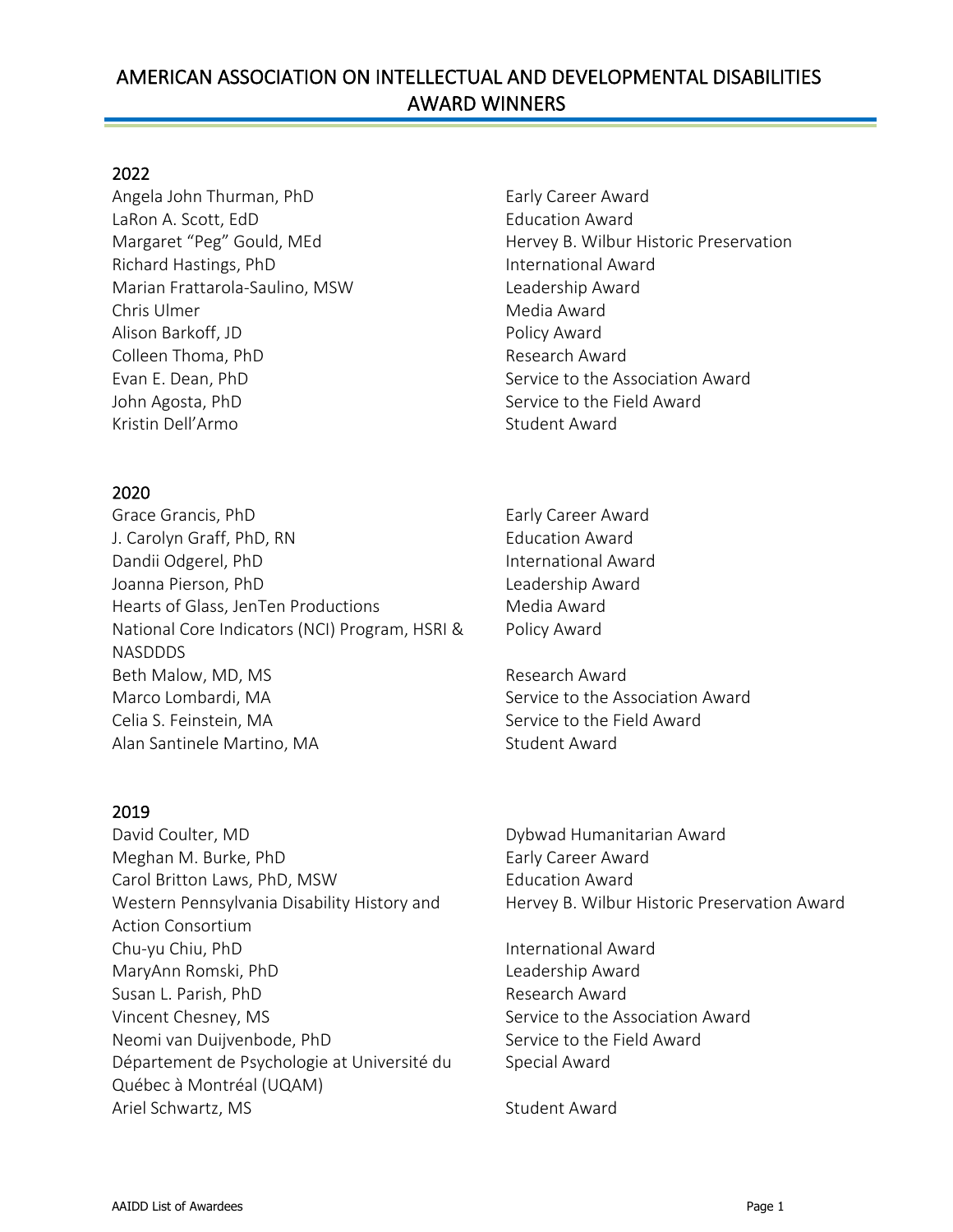# AMERICAN ASSOCIATION ON INTELLECTUAL AND DEVELOPMENTAL DISABILITIES AWARD WINNERS

## 2022

| Name | Award |
|---|---|
| Angela John Thurman, PhD | Early Career Award |
| LaRon A. Scott, EdD | Education Award |
| Margaret “Peg” Gould, MEd | Hervey B. Wilbur Historic Preservation |
| Richard Hastings, PhD | International Award |
| Marian Frattarola-Saulino, MSW | Leadership Award |
| Chris Ulmer | Media Award |
| Alison Barkoff, JD | Policy Award |
| Colleen Thoma, PhD | Research Award |
| Evan E. Dean, PhD | Service to the Association Award |
| John Agosta, PhD | Service to the Field Award |
| Kristin Dell’Armo | Student Award |

## 2020

| Name | Award |
|---|---|
| Grace Grancis, PhD | Early Career Award |
| J. Carolyn Graff, PhD, RN | Education Award |
| Dandii Odgerel, PhD | International Award |
| Joanna Pierson, PhD | Leadership Award |
| Hearts of Glass, JenTen Productions | Media Award |
| National Core Indicators (NCI) Program, HSRI & NASDDDS | Policy Award |
| Beth Malow, MD, MS | Research Award |
| Marco Lombardi, MA | Service to the Association Award |
| Celia S. Feinstein, MA | Service to the Field Award |
| Alan Santinele Martino, MA | Student Award |

## 2019

| Name | Award |
|---|---|
| David Coulter, MD | Dybwad Humanitarian Award |
| Meghan M. Burke, PhD | Early Career Award |
| Carol Britton Laws, PhD, MSW | Education Award |
| Western Pennsylvania Disability History and Action Consortium | Hervey B. Wilbur Historic Preservation Award |
| Chu-yu Chiu, PhD | International Award |
| MaryAnn Romski, PhD | Leadership Award |
| Susan L. Parish, PhD | Research Award |
| Vincent Chesney, MS | Service to the Association Award |
| Neomi van Duijvenbode, PhD | Service to the Field Award |
| Département de Psychologie at Université du Québec à Montréal (UQAM) | Special Award |
| Ariel Schwartz, MS | Student Award |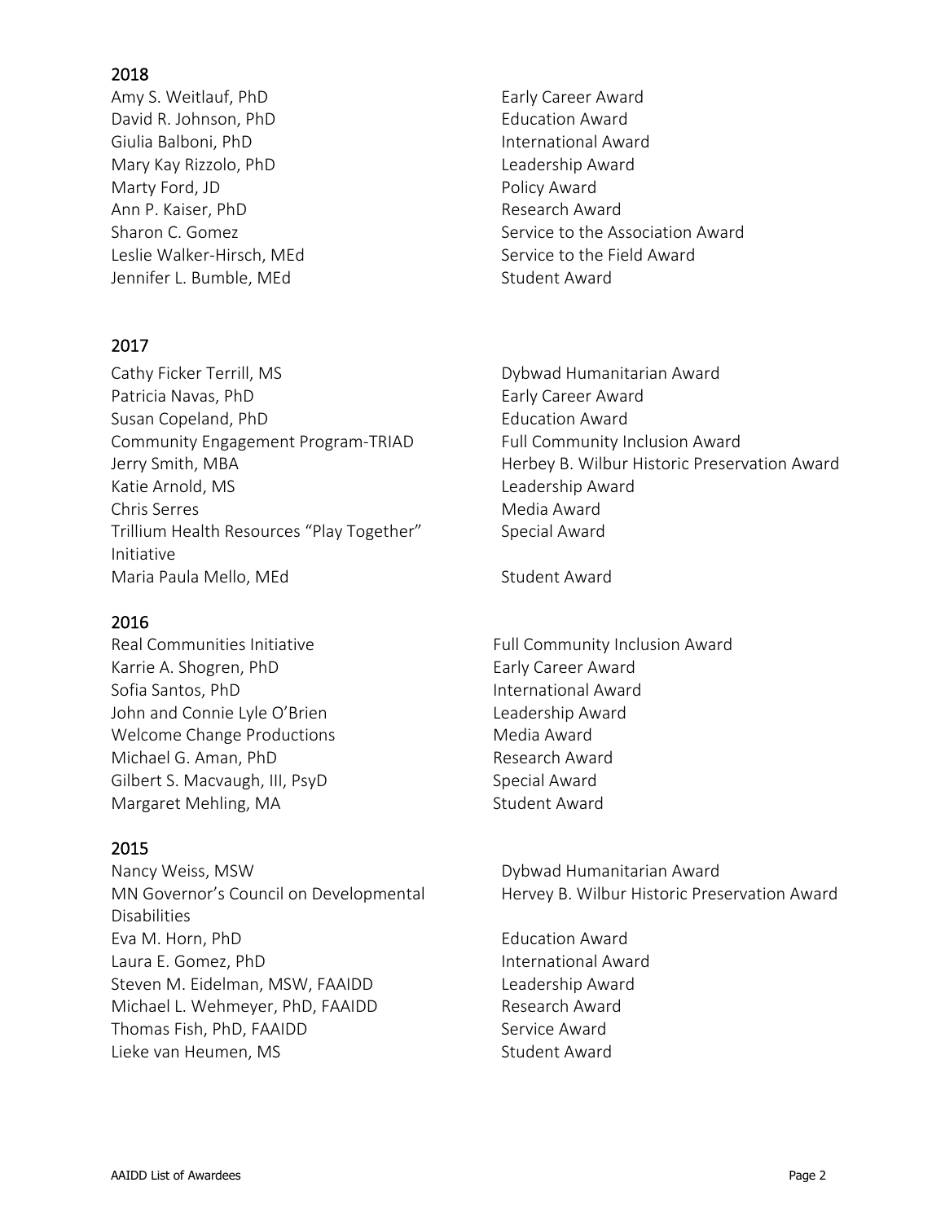## 2018

| Name | Award |
| --- | --- |
| Amy S. Weitlauf, PhD | Early Career Award |
| David R. Johnson, PhD | Education Award |
| Giulia Balboni, PhD | International Award |
| Mary Kay Rizzolo, PhD | Leadership Award |
| Marty Ford, JD | Policy Award |
| Ann P. Kaiser, PhD | Research Award |
| Sharon C. Gomez | Service to the Association Award |
| Leslie Walker-Hirsch, MEd | Service to the Field Award |
| Jennifer L. Bumble, MEd | Student Award |

## 2017

| Name | Award |
| --- | --- |
| Cathy Ficker Terrill, MS | Dybwad Humanitarian Award |
| Patricia Navas, PhD | Early Career Award |
| Susan Copeland, PhD | Education Award |
| Community Engagement Program-TRIAD | Full Community Inclusion Award |
| Jerry Smith, MBA | Herbey B. Wilbur Historic Preservation Award |
| Katie Arnold, MS | Leadership Award |
| Chris Serres | Media Award |
| Trillium Health Resources "Play Together" Initiative | Special Award |
| Maria Paula Mello, MEd | Student Award |

## 2016

| Name | Award |
| --- | --- |
| Real Communities Initiative | Full Community Inclusion Award |
| Karrie A. Shogren, PhD | Early Career Award |
| Sofia Santos, PhD | International Award |
| John and Connie Lyle O'Brien | Leadership Award |
| Welcome Change Productions | Media Award |
| Michael G. Aman, PhD | Research Award |
| Gilbert S. Macvaugh, III, PsyD | Special Award |
| Margaret Mehling, MA | Student Award |

## 2015

| Name | Award |
| --- | --- |
| Nancy Weiss, MSW | Dybwad Humanitarian Award |
| MN Governor's Council on Developmental Disabilities | Hervey B. Wilbur Historic Preservation Award |
| Eva M. Horn, PhD | Education Award |
| Laura E. Gomez, PhD | International Award |
| Steven M. Eidelman, MSW, FAAIDD | Leadership Award |
| Michael L. Wehmeyer, PhD, FAAIDD | Research Award |
| Thomas Fish, PhD, FAAIDD | Service Award |
| Lieke van Heumen, MS | Student Award |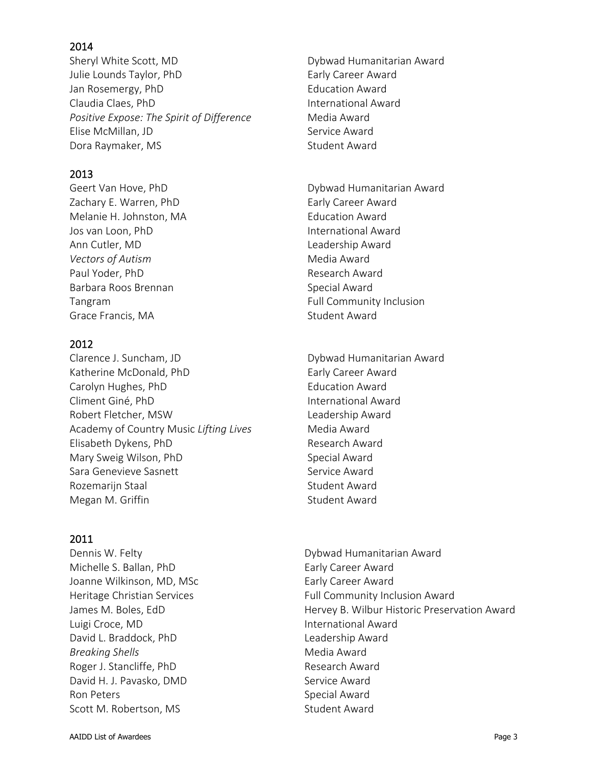## 2014

| | |
|---|---|
| Sheryl White Scott, MD | Dybwad Humanitarian Award |
| Julie Lounds Taylor, PhD | Early Career Award |
| Jan Rosemergy, PhD | Education Award |
| Claudia Claes, PhD | International Award |
| *Positive Expose: The Spirit of Difference* | Media Award |
| Elise McMillan, JD | Service Award |
| Dora Raymaker, MS | Student Award |

## 2013

| | |
|---|---|
| Geert Van Hove, PhD | Dybwad Humanitarian Award |
| Zachary E. Warren, PhD | Early Career Award |
| Melanie H. Johnston, MA | Education Award |
| Jos van Loon, PhD | International Award |
| Ann Cutler, MD | Leadership Award |
| *Vectors of Autism* | Media Award |
| Paul Yoder, PhD | Research Award |
| Barbara Roos Brennan | Special Award |
| Tangram | Full Community Inclusion |
| Grace Francis, MA | Student Award |

## 2012

| | |
|---|---|
| Clarence J. Suncham, JD | Dybwad Humanitarian Award |
| Katherine McDonald, PhD | Early Career Award |
| Carolyn Hughes, PhD | Education Award |
| Climent Giné, PhD | International Award |
| Robert Fletcher, MSW | Leadership Award |
| Academy of Country Music *Lifting Lives* | Media Award |
| Elisabeth Dykens, PhD | Research Award |
| Mary Sweig Wilson, PhD | Special Award |
| Sara Genevieve Sasnett | Service Award |
| Rozemarijn Staal | Student Award |
| Megan M. Griffin | Student Award |

## 2011

| | |
|---|---|
| Dennis W. Felty | Dybwad Humanitarian Award |
| Michelle S. Ballan, PhD | Early Career Award |
| Joanne Wilkinson, MD, MSc | Early Career Award |
| Heritage Christian Services | Full Community Inclusion Award |
| James M. Boles, EdD | Hervey B. Wilbur Historic Preservation Award |
| Luigi Croce, MD | International Award |
| David L. Braddock, PhD | Leadership Award |
| *Breaking Shells* | Media Award |
| Roger J. Stancliffe, PhD | Research Award |
| David H. J. Pavasko, DMD | Service Award |
| Ron Peters | Special Award |
| Scott M. Robertson, MS | Student Award |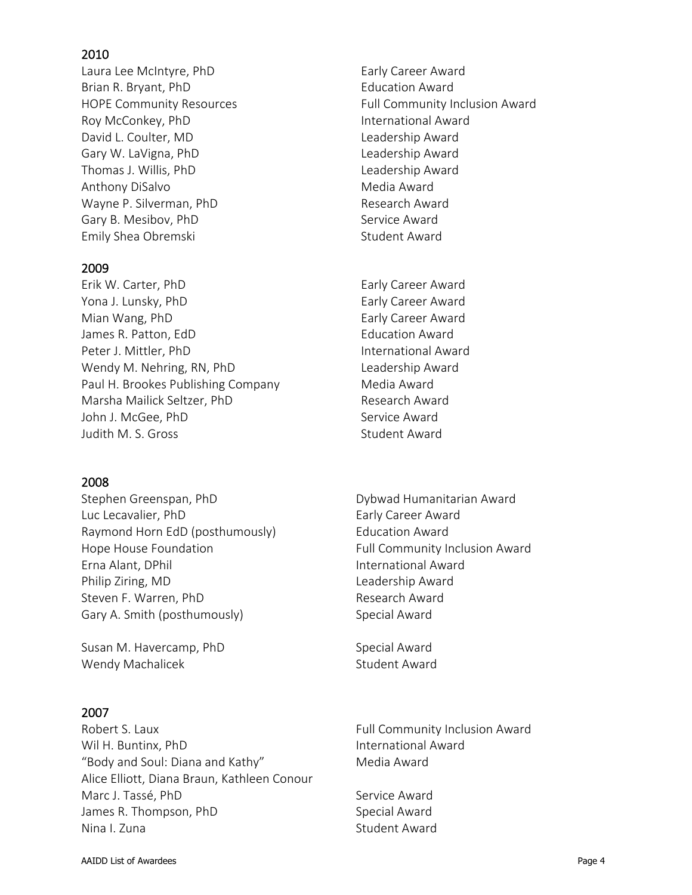## 2010

| Name | Award |
|---|---|
| Laura Lee McIntyre, PhD | Early Career Award |
| Brian R. Bryant, PhD | Education Award |
| HOPE Community Resources | Full Community Inclusion Award |
| Roy McConkey, PhD | International Award |
| David L. Coulter, MD | Leadership Award |
| Gary W. LaVigna, PhD | Leadership Award |
| Thomas J. Willis, PhD | Leadership Award |
| Anthony DiSalvo | Media Award |
| Wayne P. Silverman, PhD | Research Award |
| Gary B. Mesibov, PhD | Service Award |
| Emily Shea Obremski | Student Award |

## 2009

| Name | Award |
|---|---|
| Erik W. Carter, PhD | Early Career Award |
| Yona J. Lunsky, PhD | Early Career Award |
| Mian Wang, PhD | Early Career Award |
| James R. Patton, EdD | Education Award |
| Peter J. Mittler, PhD | International Award |
| Wendy M. Nehring, RN, PhD | Leadership Award |
| Paul H. Brookes Publishing Company | Media Award |
| Marsha Mailick Seltzer, PhD | Research Award |
| John J. McGee, PhD | Service Award |
| Judith M. S. Gross | Student Award |

## 2008

| Name | Award |
|---|---|
| Stephen Greenspan, PhD | Dybwad Humanitarian Award |
| Luc Lecavalier, PhD | Early Career Award |
| Raymond Horn EdD (posthumously) | Education Award |
| Hope House Foundation | Full Community Inclusion Award |
| Erna Alant, DPhil | International Award |
| Philip Ziring, MD | Leadership Award |
| Steven F. Warren, PhD | Research Award |
| Gary A. Smith (posthumously) | Special Award |
| Susan M. Havercamp, PhD | Special Award |
| Wendy Machalicek | Student Award |

## 2007

| Name | Award |
|---|---|
| Robert S. Laux | Full Community Inclusion Award |
| Wil H. Buntinx, PhD | International Award |
| "Body and Soul: Diana and Kathy" Alice Elliott, Diana Braun, Kathleen Conour | Media Award |
| Marc J. Tassé, PhD | Service Award |
| James R. Thompson, PhD | Special Award |
| Nina I. Zuna | Student Award |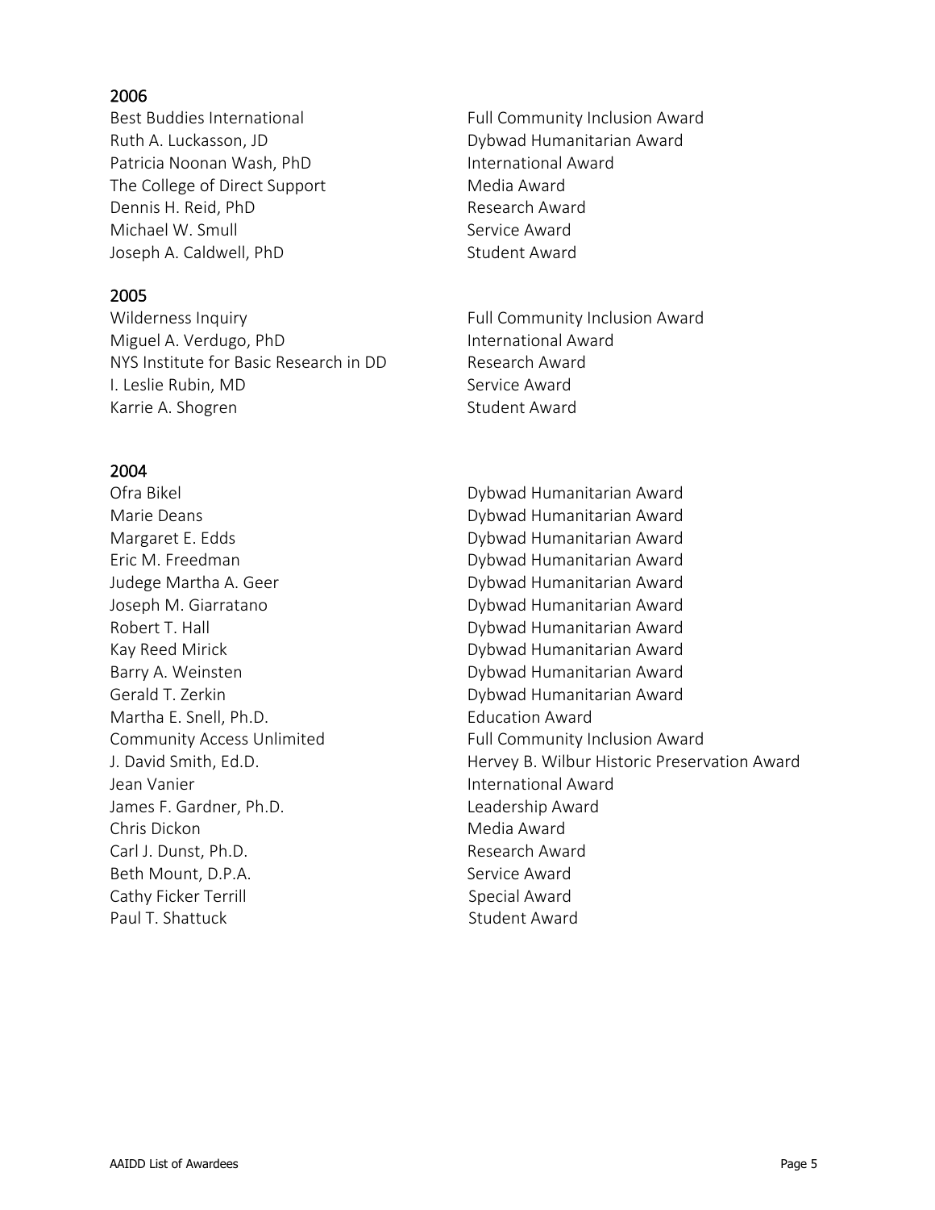## 2006

| | |
|---|---|
| Best Buddies International | Full Community Inclusion Award |
| Ruth A. Luckasson, JD | Dybwad Humanitarian Award |
| Patricia Noonan Wash, PhD | International Award |
| The College of Direct Support | Media Award |
| Dennis H. Reid, PhD | Research Award |
| Michael W. Smull | Service Award |
| Joseph A. Caldwell, PhD | Student Award |

## 2005

| | |
|---|---|
| Wilderness Inquiry | Full Community Inclusion Award |
| Miguel A. Verdugo, PhD | International Award |
| NYS Institute for Basic Research in DD | Research Award |
| I. Leslie Rubin, MD | Service Award |
| Karrie A. Shogren | Student Award |

## 2004

| | |
|---|---|
| Ofra Bikel | Dybwad Humanitarian Award |
| Marie Deans | Dybwad Humanitarian Award |
| Margaret E. Edds | Dybwad Humanitarian Award |
| Eric M. Freedman | Dybwad Humanitarian Award |
| Judege Martha A. Geer | Dybwad Humanitarian Award |
| Joseph M. Giarratano | Dybwad Humanitarian Award |
| Robert T. Hall | Dybwad Humanitarian Award |
| Kay Reed Mirick | Dybwad Humanitarian Award |
| Barry A. Weinsten | Dybwad Humanitarian Award |
| Gerald T. Zerkin | Dybwad Humanitarian Award |
| Martha E. Snell, Ph.D. | Education Award |
| Community Access Unlimited | Full Community Inclusion Award |
| J. David Smith, Ed.D. | Hervey B. Wilbur Historic Preservation Award |
| Jean Vanier | International Award |
| James F. Gardner, Ph.D. | Leadership Award |
| Chris Dickon | Media Award |
| Carl J. Dunst, Ph.D. | Research Award |
| Beth Mount, D.P.A. | Service Award |
| Cathy Ficker Terrill | Special Award |
| Paul T. Shattuck | Student Award |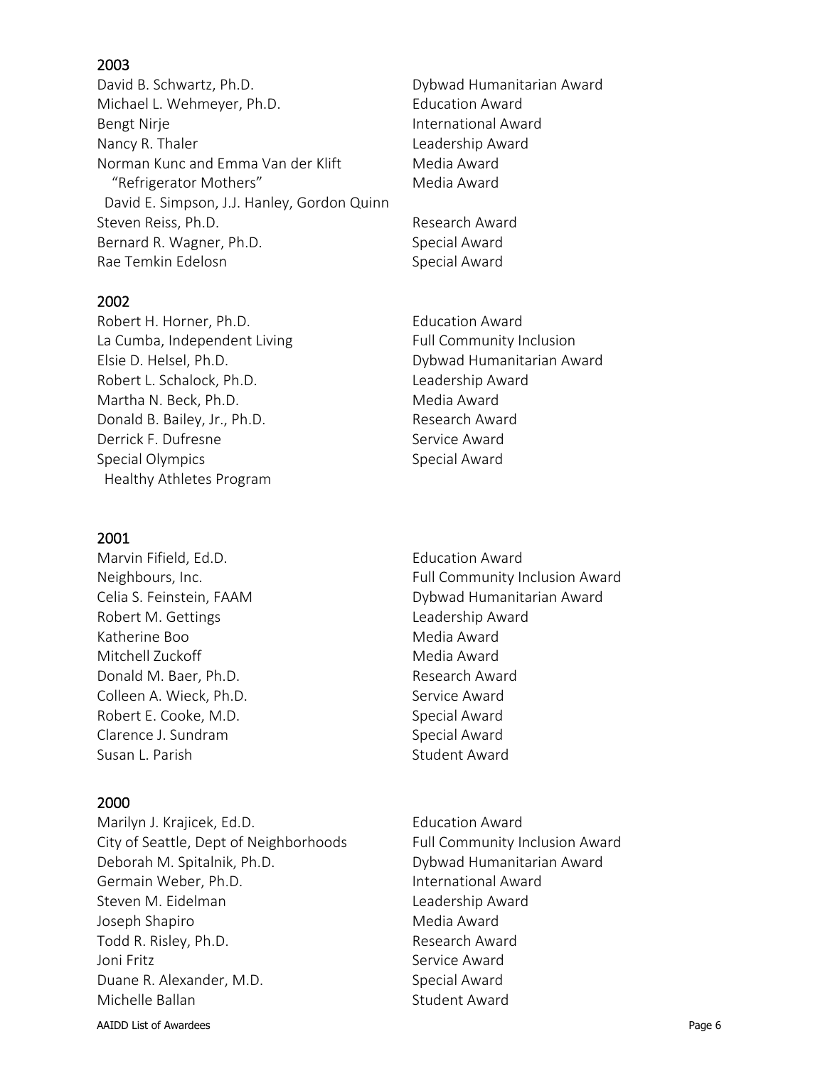## 2003

| | |
|---|---|
| David B. Schwartz, Ph.D. | Dybwad Humanitarian Award |
| Michael L. Wehmeyer, Ph.D. | Education Award |
| Bengt Nirje | International Award |
| Nancy R. Thaler | Leadership Award |
| Norman Kunc and Emma Van der Klift | Media Award |
| "Refrigerator Mothers" David E. Simpson, J.J. Hanley, Gordon Quinn | Media Award |
| Steven Reiss, Ph.D. | Research Award |
| Bernard R. Wagner, Ph.D. | Special Award |
| Rae Temkin Edelosn | Special Award |

## 2002

| | |
|---|---|
| Robert H. Horner, Ph.D. | Education Award |
| La Cumba, Independent Living | Full Community Inclusion |
| Elsie D. Helsel, Ph.D. | Dybwad Humanitarian Award |
| Robert L. Schalock, Ph.D. | Leadership Award |
| Martha N. Beck, Ph.D. | Media Award |
| Donald B. Bailey, Jr., Ph.D. | Research Award |
| Derrick F. Dufresne | Service Award |
| Special Olympics Healthy Athletes Program | Special Award |

## 2001

| | |
|---|---|
| Marvin Fifield, Ed.D. | Education Award |
| Neighbours, Inc. | Full Community Inclusion Award |
| Celia S. Feinstein, FAAM | Dybwad Humanitarian Award |
| Robert M. Gettings | Leadership Award |
| Katherine Boo | Media Award |
| Mitchell Zuckoff | Media Award |
| Donald M. Baer, Ph.D. | Research Award |
| Colleen A. Wieck, Ph.D. | Service Award |
| Robert E. Cooke, M.D. | Special Award |
| Clarence J. Sundram | Special Award |
| Susan L. Parish | Student Award |

## 2000

| | |
|---|---|
| Marilyn J. Krajicek, Ed.D. | Education Award |
| City of Seattle, Dept of Neighborhoods | Full Community Inclusion Award |
| Deborah M. Spitalnik, Ph.D. | Dybwad Humanitarian Award |
| Germain Weber, Ph.D. | International Award |
| Steven M. Eidelman | Leadership Award |
| Joseph Shapiro | Media Award |
| Todd R. Risley, Ph.D. | Research Award |
| Joni Fritz | Service Award |
| Duane R. Alexander, M.D. | Special Award |
| Michelle Ballan | Student Award |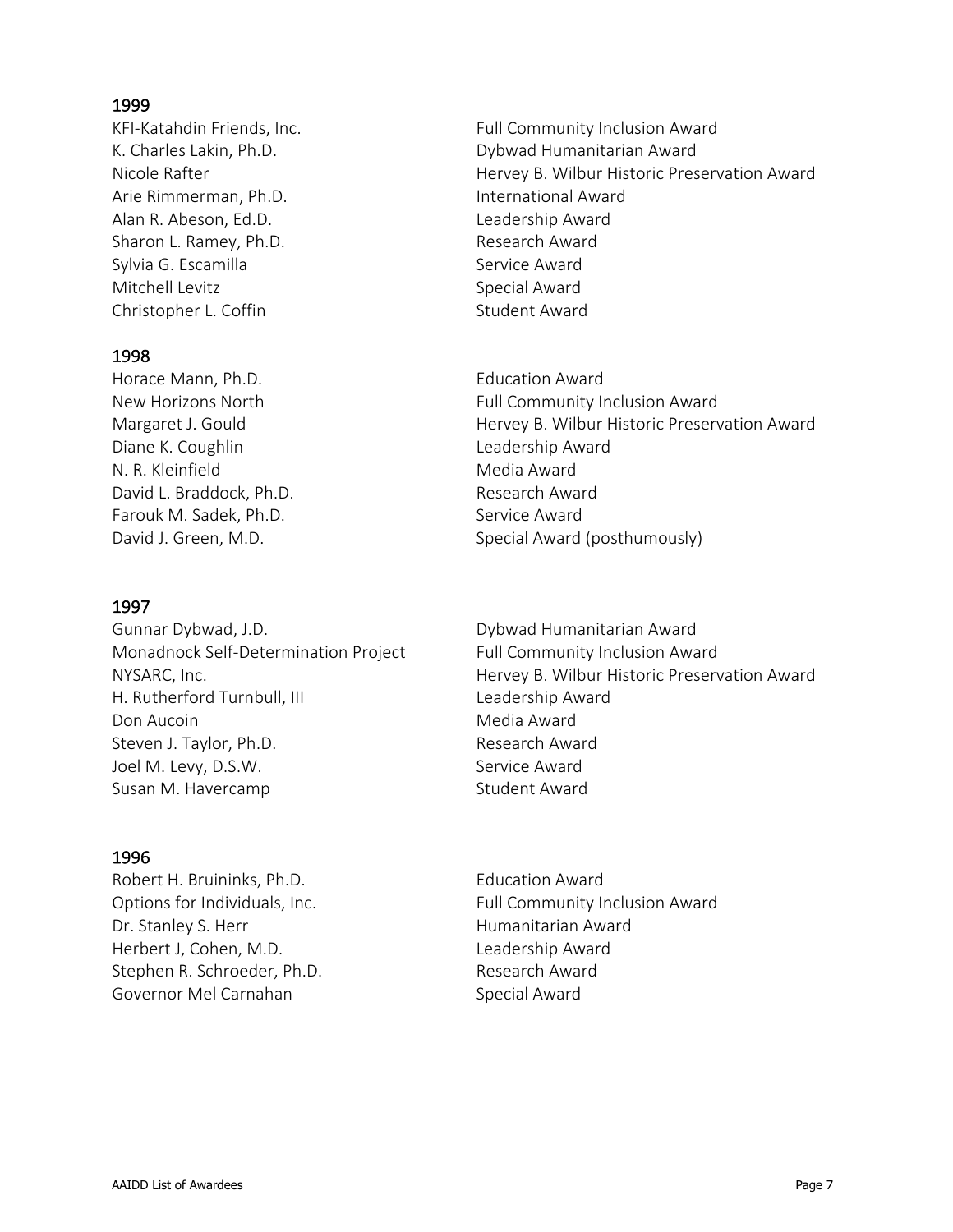## 1999

| | |
|---|---|
| KFI-Katahdin Friends, Inc. | Full Community Inclusion Award |
| K. Charles Lakin, Ph.D. | Dybwad Humanitarian Award |
| Nicole Rafter | Hervey B. Wilbur Historic Preservation Award |
| Arie Rimmerman, Ph.D. | International Award |
| Alan R. Abeson, Ed.D. | Leadership Award |
| Sharon L. Ramey, Ph.D. | Research Award |
| Sylvia G. Escamilla | Service Award |
| Mitchell Levitz | Special Award |
| Christopher L. Coffin | Student Award |

## 1998

| | |
|---|---|
| Horace Mann, Ph.D. | Education Award |
| New Horizons North | Full Community Inclusion Award |
| Margaret J. Gould | Hervey B. Wilbur Historic Preservation Award |
| Diane K. Coughlin | Leadership Award |
| N. R. Kleinfield | Media Award |
| David L. Braddock, Ph.D. | Research Award |
| Farouk M. Sadek, Ph.D. | Service Award |
| David J. Green, M.D. | Special Award (posthumously) |

## 1997

| | |
|---|---|
| Gunnar Dybwad, J.D. | Dybwad Humanitarian Award |
| Monadnock Self-Determination Project | Full Community Inclusion Award |
| NYSARC, Inc. | Hervey B. Wilbur Historic Preservation Award |
| H. Rutherford Turnbull, III | Leadership Award |
| Don Aucoin | Media Award |
| Steven J. Taylor, Ph.D. | Research Award |
| Joel M. Levy, D.S.W. | Service Award |
| Susan M. Havercamp | Student Award |

## 1996

| | |
|---|---|
| Robert H. Bruininks, Ph.D. | Education Award |
| Options for Individuals, Inc. | Full Community Inclusion Award |
| Dr. Stanley S. Herr | Humanitarian Award |
| Herbert J, Cohen, M.D. | Leadership Award |
| Stephen R. Schroeder, Ph.D. | Research Award |
| Governor Mel Carnahan | Special Award |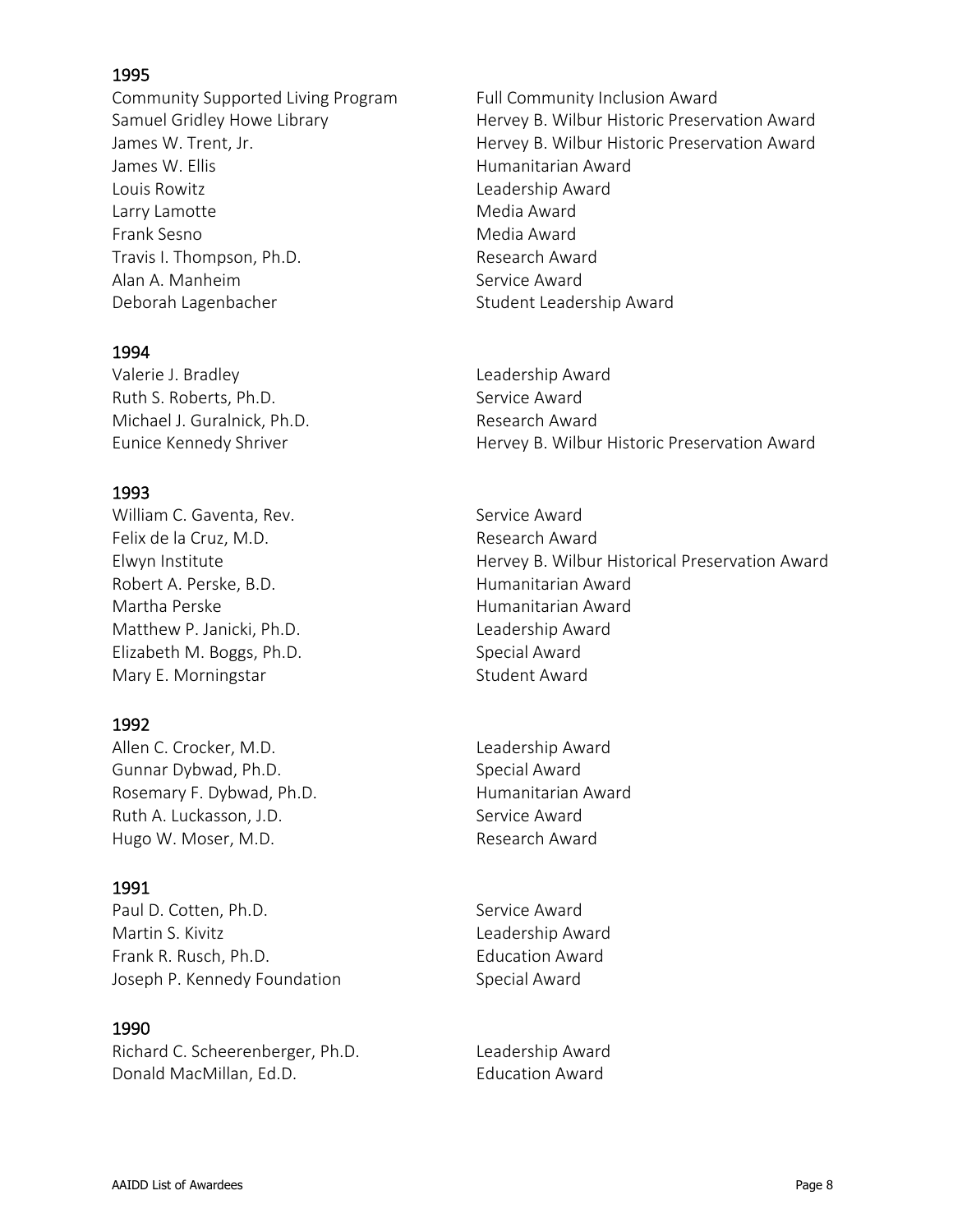## 1995

| | |
|---|---|
| Community Supported Living Program | Full Community Inclusion Award |
| Samuel Gridley Howe Library | Hervey B. Wilbur Historic Preservation Award |
| James W. Trent, Jr. | Hervey B. Wilbur Historic Preservation Award |
| James W. Ellis | Humanitarian Award |
| Louis Rowitz | Leadership Award |
| Larry Lamotte | Media Award |
| Frank Sesno | Media Award |
| Travis I. Thompson, Ph.D. | Research Award |
| Alan A. Manheim | Service Award |
| Deborah Lagenbacher | Student Leadership Award |

## 1994

| | |
|---|---|
| Valerie J. Bradley | Leadership Award |
| Ruth S. Roberts, Ph.D. | Service Award |
| Michael J. Guralnick, Ph.D. | Research Award |
| Eunice Kennedy Shriver | Hervey B. Wilbur Historic Preservation Award |

## 1993

| | |
|---|---|
| William C. Gaventa, Rev. | Service Award |
| Felix de la Cruz, M.D. | Research Award |
| Elwyn Institute | Hervey B. Wilbur Historical Preservation Award |
| Robert A. Perske, B.D. | Humanitarian Award |
| Martha Perske | Humanitarian Award |
| Matthew P. Janicki, Ph.D. | Leadership Award |
| Elizabeth M. Boggs, Ph.D. | Special Award |
| Mary E. Morningstar | Student Award |

## 1992

| | |
|---|---|
| Allen C. Crocker, M.D. | Leadership Award |
| Gunnar Dybwad, Ph.D. | Special Award |
| Rosemary F. Dybwad, Ph.D. | Humanitarian Award |
| Ruth A. Luckasson, J.D. | Service Award |
| Hugo W. Moser, M.D. | Research Award |

## 1991

| | |
|---|---|
| Paul D. Cotten, Ph.D. | Service Award |
| Martin S. Kivitz | Leadership Award |
| Frank R. Rusch, Ph.D. | Education Award |
| Joseph P. Kennedy Foundation | Special Award |

## 1990

| | |
|---|---|
| Richard C. Scheerenberger, Ph.D. | Leadership Award |
| Donald MacMillan, Ed.D. | Education Award |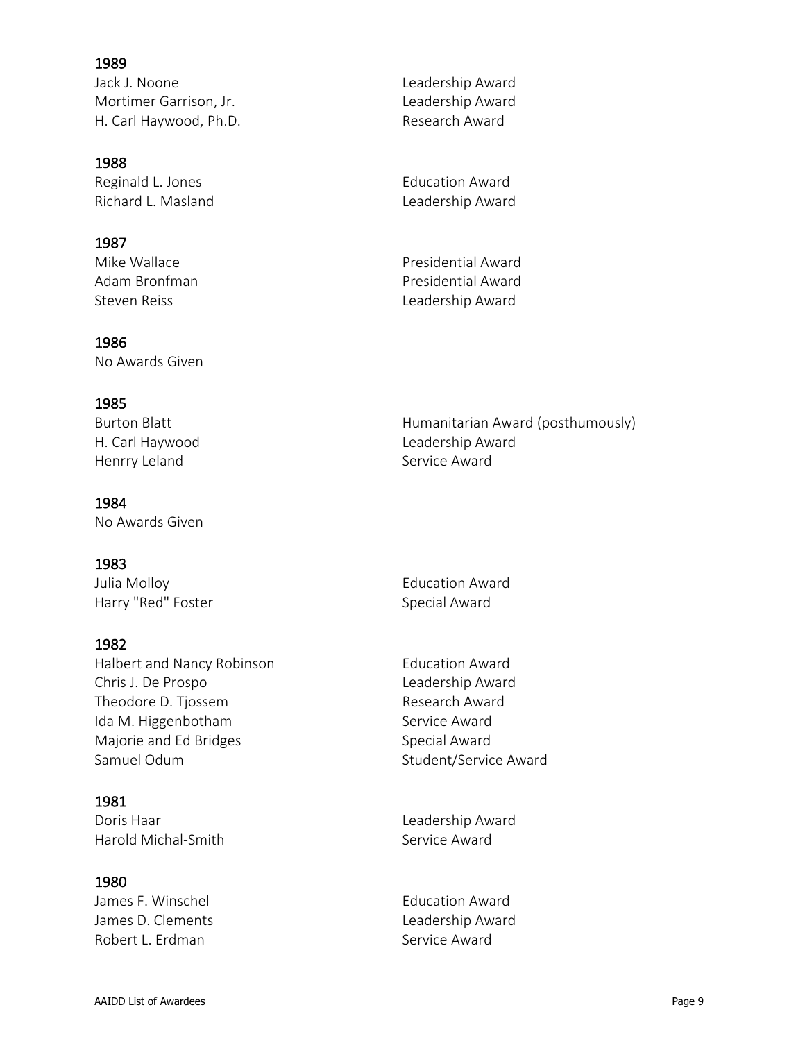### 1989

| | |
|---|---|
| Jack J. Noone | Leadership Award |
| Mortimer Garrison, Jr. | Leadership Award |
| H. Carl Haywood, Ph.D. | Research Award |

### 1988

| | |
|---|---|
| Reginald L. Jones | Education Award |
| Richard L. Masland | Leadership Award |

### 1987

| | |
|---|---|
| Mike Wallace | Presidential Award |
| Adam Bronfman | Presidential Award |
| Steven Reiss | Leadership Award |

### 1986

No Awards Given

### 1985

| | |
|---|---|
| Burton Blatt | Humanitarian Award (posthumously) |
| H. Carl Haywood | Leadership Award |
| Henrry Leland | Service Award |

### 1984

No Awards Given

### 1983

| | |
|---|---|
| Julia Molloy | Education Award |
| Harry "Red" Foster | Special Award |

### 1982

| | |
|---|---|
| Halbert and Nancy Robinson | Education Award |
| Chris J. De Prospo | Leadership Award |
| Theodore D. Tjossem | Research Award |
| Ida M. Higgenbotham | Service Award |
| Majorie and Ed Bridges | Special Award |
| Samuel Odum | Student/Service Award |

### 1981

| | |
|---|---|
| Doris Haar | Leadership Award |
| Harold Michal-Smith | Service Award |

### 1980

| | |
|---|---|
| James F. Winschel | Education Award |
| James D. Clements | Leadership Award |
| Robert L. Erdman | Service Award |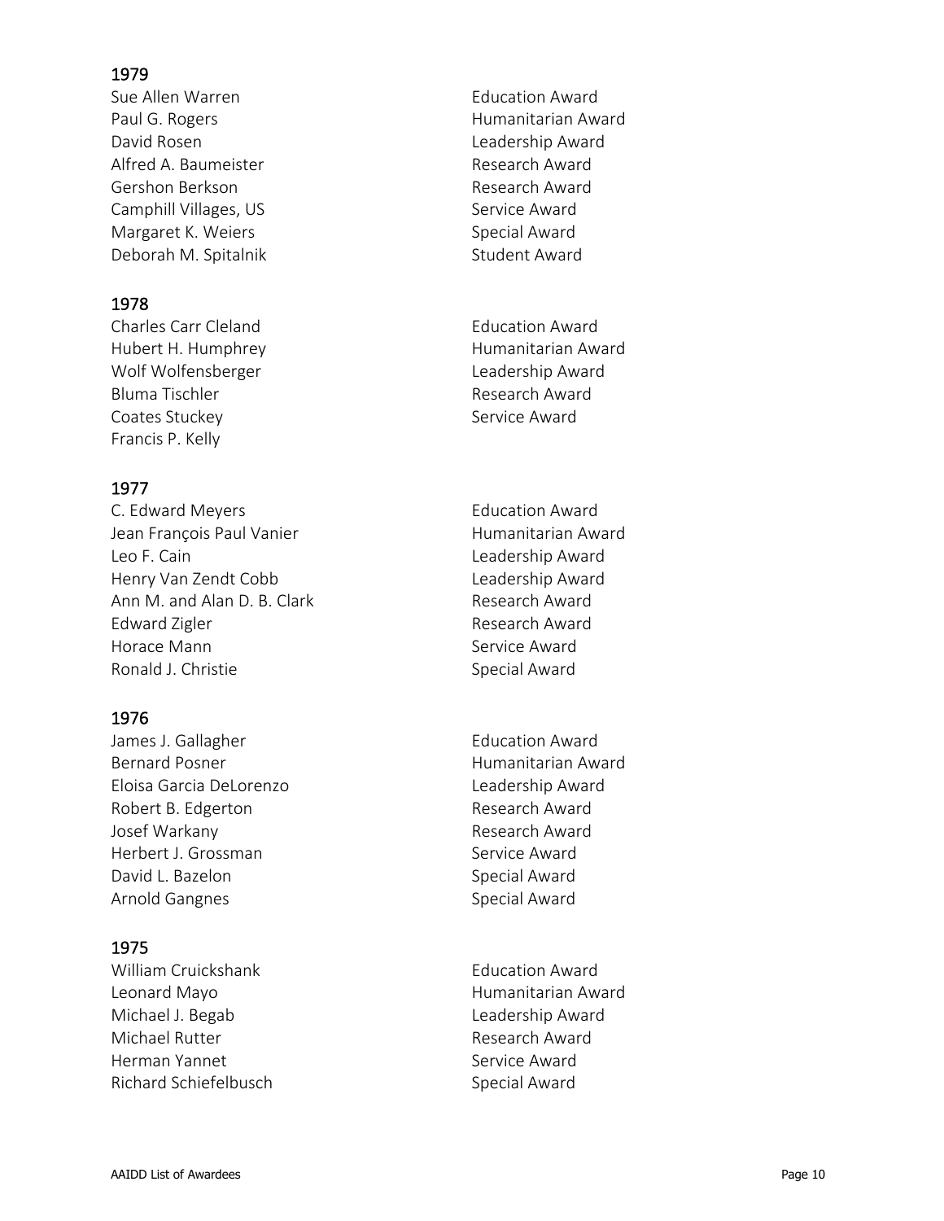## 1979

| | |
|---|---|
| Sue Allen Warren | Education Award |
| Paul G. Rogers | Humanitarian Award |
| David Rosen | Leadership Award |
| Alfred A. Baumeister | Research Award |
| Gershon Berkson | Research Award |
| Camphill Villages, US | Service Award |
| Margaret K. Weiers | Special Award |
| Deborah M. Spitalnik | Student Award |

## 1978

| | |
|---|---|
| Charles Carr Cleland | Education Award |
| Hubert H. Humphrey | Humanitarian Award |
| Wolf Wolfensberger | Leadership Award |
| Bluma Tischler | Research Award |
| Coates Stuckey | Service Award |
| Francis P. Kelly | |

## 1977

| | |
|---|---|
| C. Edward Meyers | Education Award |
| Jean François Paul Vanier | Humanitarian Award |
| Leo F. Cain | Leadership Award |
| Henry Van Zendt Cobb | Leadership Award |
| Ann M. and Alan D. B. Clark | Research Award |
| Edward Zigler | Research Award |
| Horace Mann | Service Award |
| Ronald J. Christie | Special Award |

## 1976

| | |
|---|---|
| James J. Gallagher | Education Award |
| Bernard Posner | Humanitarian Award |
| Eloisa Garcia DeLorenzo | Leadership Award |
| Robert B. Edgerton | Research Award |
| Josef Warkany | Research Award |
| Herbert J. Grossman | Service Award |
| David L. Bazelon | Special Award |
| Arnold Gangnes | Special Award |

## 1975

| | |
|---|---|
| William Cruickshank | Education Award |
| Leonard Mayo | Humanitarian Award |
| Michael J. Begab | Leadership Award |
| Michael Rutter | Research Award |
| Herman Yannet | Service Award |
| Richard Schiefelbusch | Special Award |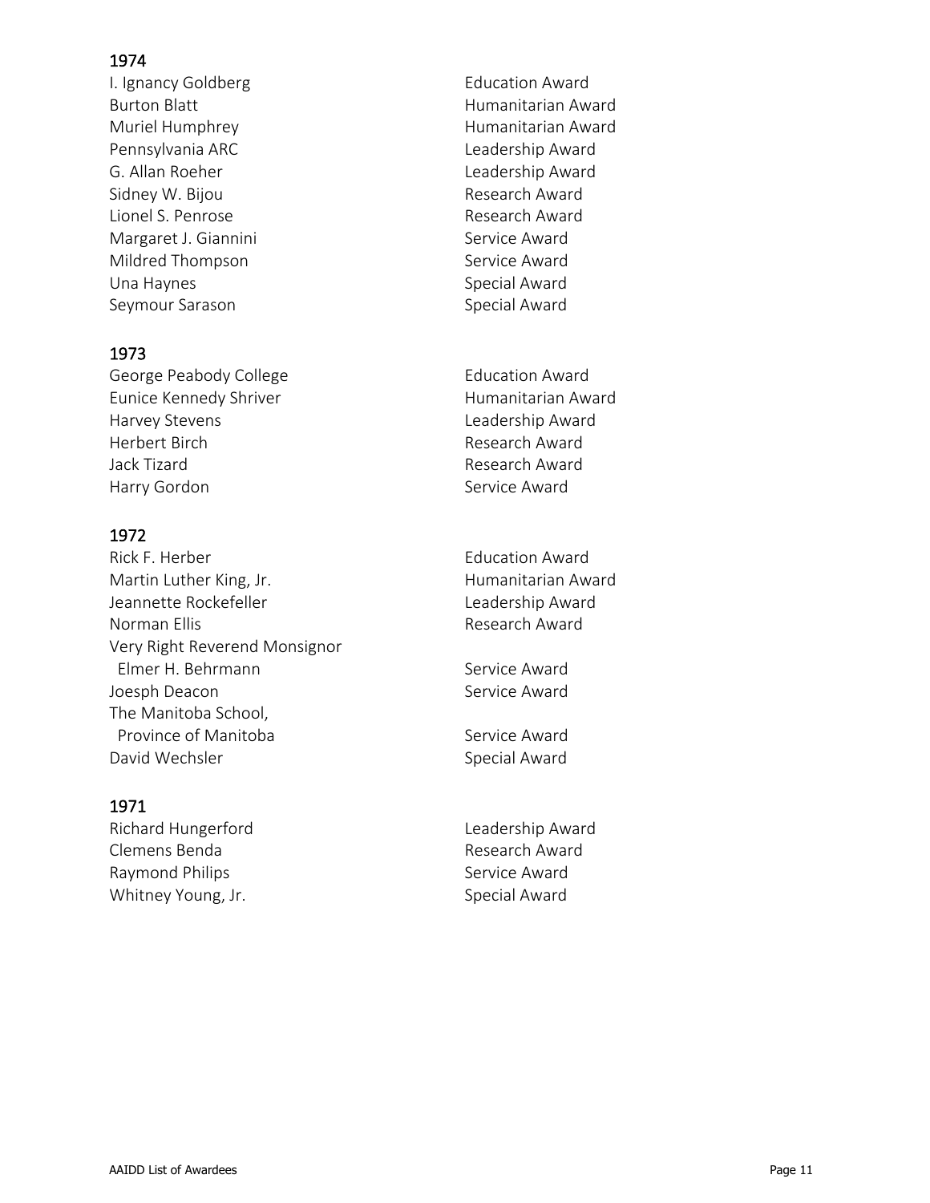## 1974

| | |
|---|---|
| I. Ignancy Goldberg | Education Award |
| Burton Blatt | Humanitarian Award |
| Muriel Humphrey | Humanitarian Award |
| Pennsylvania ARC | Leadership Award |
| G. Allan Roeher | Leadership Award |
| Sidney W. Bijou | Research Award |
| Lionel S. Penrose | Research Award |
| Margaret J. Giannini | Service Award |
| Mildred Thompson | Service Award |
| Una Haynes | Special Award |
| Seymour Sarason | Special Award |

## 1973

| | |
|---|---|
| George Peabody College | Education Award |
| Eunice Kennedy Shriver | Humanitarian Award |
| Harvey Stevens | Leadership Award |
| Herbert Birch | Research Award |
| Jack Tizard | Research Award |
| Harry Gordon | Service Award |

## 1972

| | |
|---|---|
| Rick F. Herber | Education Award |
| Martin Luther King, Jr. | Humanitarian Award |
| Jeannette Rockefeller | Leadership Award |
| Norman Ellis | Research Award |
| Very Right Reverend Monsignor Elmer H. Behrmann | Service Award |
| Joesph Deacon | Service Award |
| The Manitoba School, Province of Manitoba | Service Award |
| David Wechsler | Special Award |

## 1971

| | |
|---|---|
| Richard Hungerford | Leadership Award |
| Clemens Benda | Research Award |
| Raymond Philips | Service Award |
| Whitney Young, Jr. | Special Award |